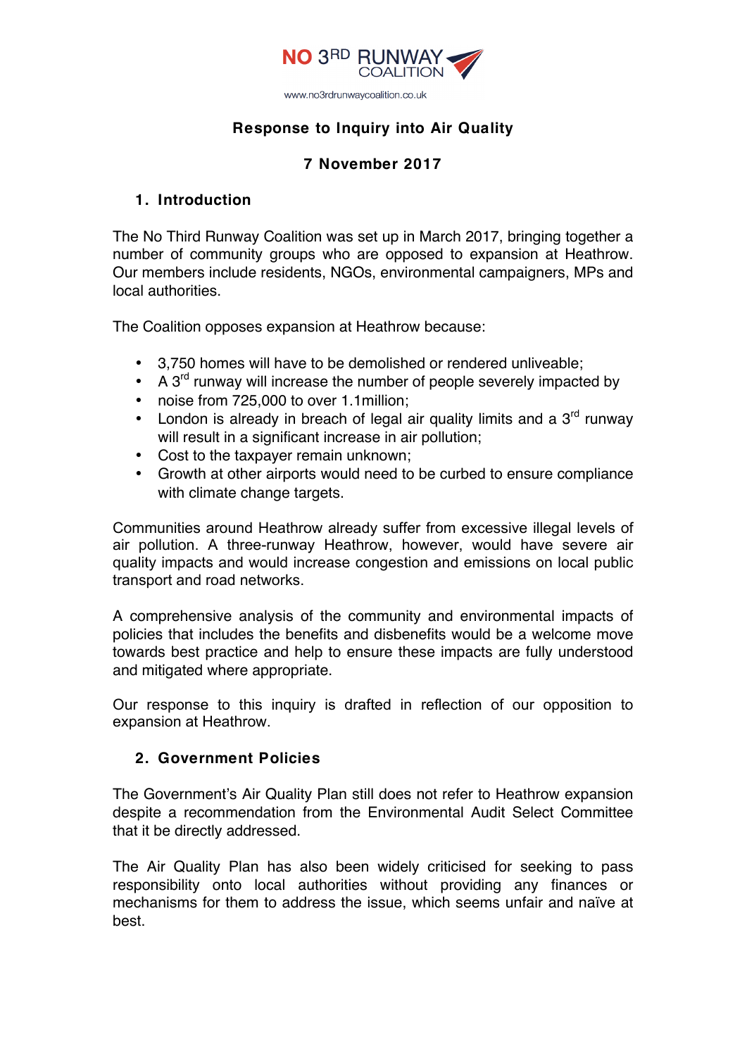NO 3RD RUNWAY COALITION

www.no3rdrunwaycoalition.co.uk

# Response to Inquiry into Air Quality

**7 November 2017**

## 1. Introduction

The No Third Runway Coalition was set up in March 2017, bringing together a number of community groups who are opposed to expansion at Heathrow. Our members include residents, NGOs, environmental campaigners, MPs and local authorities.

The Coalition opposes expansion at Heathrow because:

- 3,750 homes will have to be demolished or rendered unliveable;
- A 3rd runway will increase the number of people severely impacted by
- noise from 725,000 to over 1.1million;
- London is already in breach of legal air quality limits and a 3rd runway will result in a significant increase in air pollution;
- Cost to the taxpayer remain unknown;
- Growth at other airports would need to be curbed to ensure compliance with climate change targets.

Communities around Heathrow already suffer from excessive illegal levels of air pollution. A three-runway Heathrow, however, would have severe air quality impacts and would increase congestion and emissions on local public transport and road networks.

A comprehensive analysis of the community and environmental impacts of policies that includes the benefits and disbenefits would be a welcome move towards best practice and help to ensure these impacts are fully understood and mitigated where appropriate.

Our response to this inquiry is drafted in reflection of our opposition to expansion at Heathrow.

## 2. Government Policies

The Government's Air Quality Plan still does not refer to Heathrow expansion despite a recommendation from the Environmental Audit Select Committee that it be directly addressed.

The Air Quality Plan has also been widely criticised for seeking to pass responsibility onto local authorities without providing any finances or mechanisms for them to address the issue, which seems unfair and naïve at best.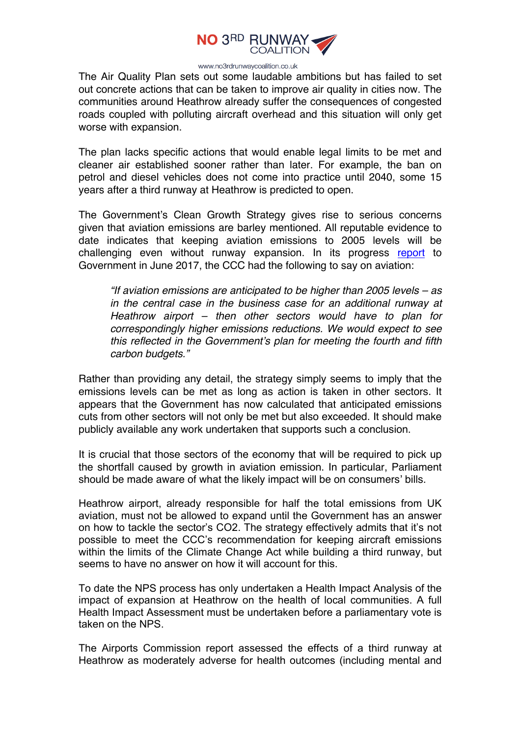The Air Quality Plan sets out some laudable ambitions but has failed to set out concrete actions that can be taken to improve air quality in cities now. The communities around Heathrow already suffer the consequences of congested roads coupled with polluting aircraft overhead and this situation will only get worse with expansion.

The plan lacks specific actions that would enable legal limits to be met and cleaner air established sooner rather than later. For example, the ban on petrol and diesel vehicles does not come into practice until 2040, some 15 years after a third runway at Heathrow is predicted to open.

The Government's Clean Growth Strategy gives rise to serious concerns given that aviation emissions are barley mentioned. All reputable evidence to date indicates that keeping aviation emissions to 2005 levels will be challenging even without runway expansion. In its progress report to Government in June 2017, the CCC had the following to say on aviation:

> *"If aviation emissions are anticipated to be higher than 2005 levels – as in the central case in the business case for an additional runway at Heathrow airport – then other sectors would have to plan for correspondingly higher emissions reductions. We would expect to see this reflected in the Government's plan for meeting the fourth and fifth carbon budgets."*

Rather than providing any detail, the strategy simply seems to imply that the emissions levels can be met as long as action is taken in other sectors. It appears that the Government has now calculated that anticipated emissions cuts from other sectors will not only be met but also exceeded. It should make publicly available any work undertaken that supports such a conclusion.

It is crucial that those sectors of the economy that will be required to pick up the shortfall caused by growth in aviation emission. In particular, Parliament should be made aware of what the likely impact will be on consumers' bills.

Heathrow airport, already responsible for half the total emissions from UK aviation, must not be allowed to expand until the Government has an answer on how to tackle the sector's $CO_2$. The strategy effectively admits that it's not possible to meet the CCC's recommendation for keeping aircraft emissions within the limits of the Climate Change Act while building a third runway, but seems to have no answer on how it will account for this.

To date the NPS process has only undertaken a Health Impact Analysis of the impact of expansion at Heathrow on the health of local communities. A full Health Impact Assessment must be undertaken before a parliamentary vote is taken on the NPS.

The Airports Commission report assessed the effects of a third runway at Heathrow as moderately adverse for health outcomes (including mental and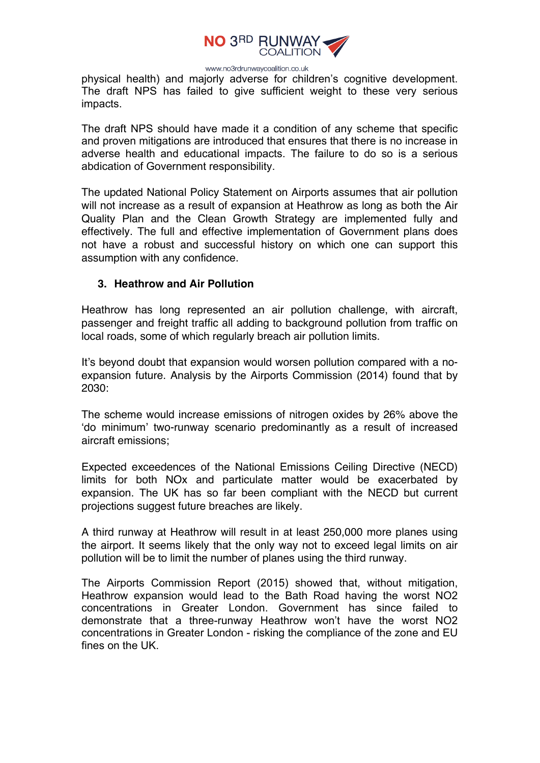physical health) and majorly adverse for children's cognitive development. The draft NPS has failed to give sufficient weight to these very serious impacts.

The draft NPS should have made it a condition of any scheme that specific and proven mitigations are introduced that ensures that there is no increase in adverse health and educational impacts. The failure to do so is a serious abdication of Government responsibility.

The updated National Policy Statement on Airports assumes that air pollution will not increase as a result of expansion at Heathrow as long as both the Air Quality Plan and the Clean Growth Strategy are implemented fully and effectively. The full and effective implementation of Government plans does not have a robust and successful history on which one can support this assumption with any confidence.

### 3. Heathrow and Air Pollution

Heathrow has long represented an air pollution challenge, with aircraft, passenger and freight traffic all adding to background pollution from traffic on local roads, some of which regularly breach air pollution limits.

It's beyond doubt that expansion would worsen pollution compared with a no-expansion future. Analysis by the Airports Commission (2014) found that by 2030:

The scheme would increase emissions of nitrogen oxides by 26% above the 'do minimum' two-runway scenario predominantly as a result of increased aircraft emissions;

Expected exceedences of the National Emissions Ceiling Directive (NECD) limits for both NOx and particulate matter would be exacerbated by expansion. The UK has so far been compliant with the NECD but current projections suggest future breaches are likely.

A third runway at Heathrow will result in at least 250,000 more planes using the airport. It seems likely that the only way not to exceed legal limits on air pollution will be to limit the number of planes using the third runway.

The Airports Commission Report (2015) showed that, without mitigation, Heathrow expansion would lead to the Bath Road having the worst $NO_2$ concentrations in Greater London. Government has since failed to demonstrate that a three-runway Heathrow won't have the worst $NO_2$ concentrations in Greater London - risking the compliance of the zone and EU fines on the UK.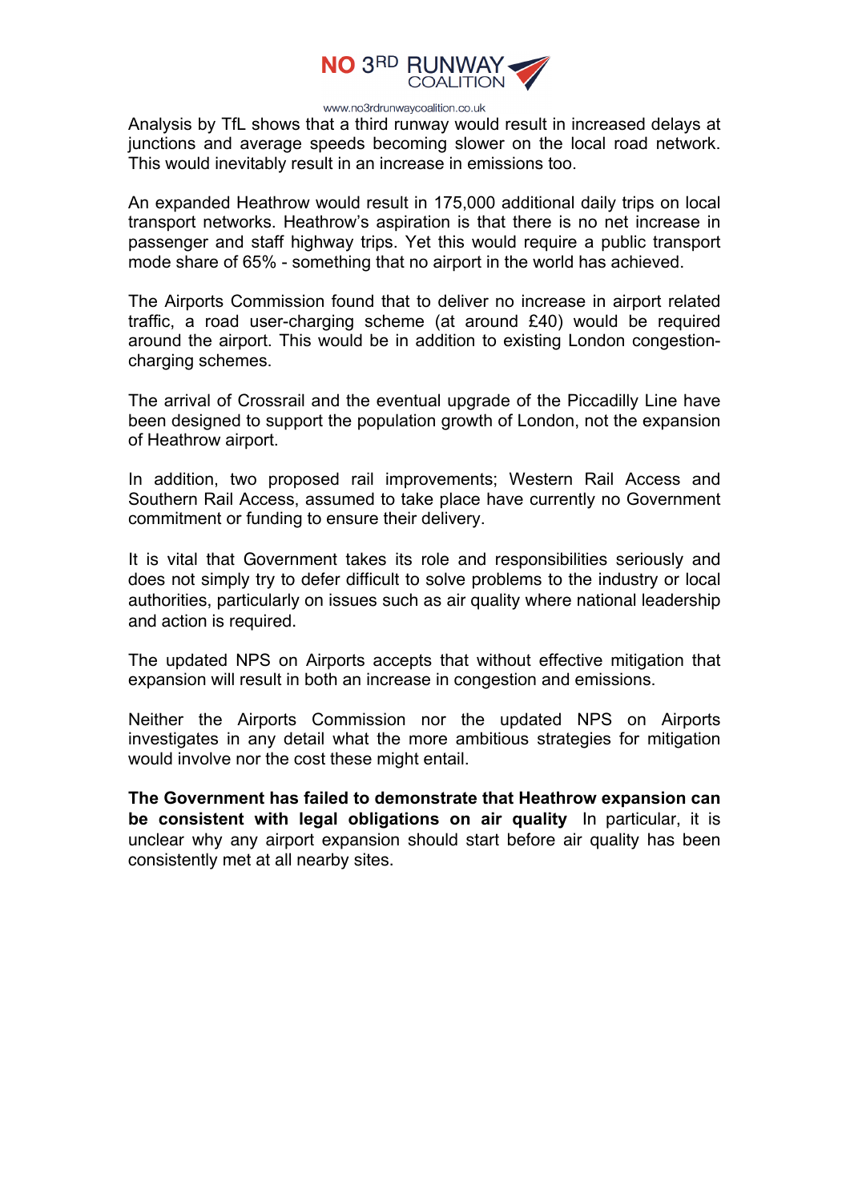Analysis by TfL shows that a third runway would result in increased delays at junctions and average speeds becoming slower on the local road network. This would inevitably result in an increase in emissions too.

An expanded Heathrow would result in 175,000 additional daily trips on local transport networks. Heathrow's aspiration is that there is no net increase in passenger and staff highway trips. Yet this would require a public transport mode share of 65% - something that no airport in the world has achieved.

The Airports Commission found that to deliver no increase in airport related traffic, a road user-charging scheme (at around £40) would be required around the airport. This would be in addition to existing London congestion-charging schemes.

The arrival of Crossrail and the eventual upgrade of the Piccadilly Line have been designed to support the population growth of London, not the expansion of Heathrow airport.

In addition, two proposed rail improvements; Western Rail Access and Southern Rail Access, assumed to take place have currently no Government commitment or funding to ensure their delivery.

It is vital that Government takes its role and responsibilities seriously and does not simply try to defer difficult to solve problems to the industry or local authorities, particularly on issues such as air quality where national leadership and action is required.

The updated NPS on Airports accepts that without effective mitigation that expansion will result in both an increase in congestion and emissions.

Neither the Airports Commission nor the updated NPS on Airports investigates in any detail what the more ambitious strategies for mitigation would involve nor the cost these might entail.

**The Government has failed to demonstrate that Heathrow expansion can be consistent with legal obligations on air quality** In particular, it is unclear why any airport expansion should start before air quality has been consistently met at all nearby sites.